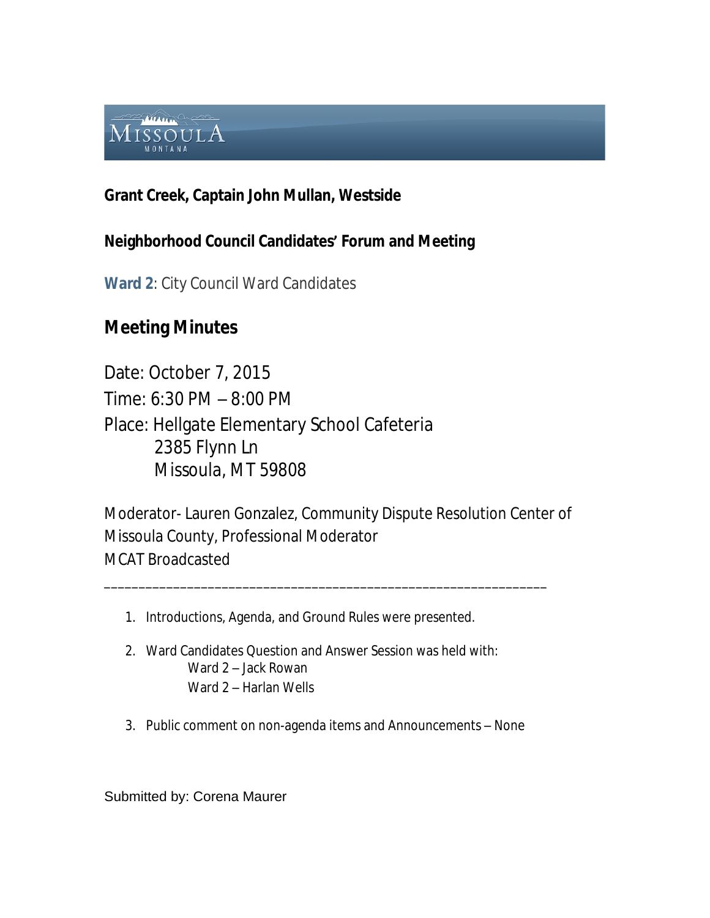**Grant Creek, Captain John Mullan, Westside**

**Neighborhood Council Candidates' Forum and Meeting**

**Ward 2**: City Council Ward Candidates

## Meeting Minutes

Date: October 7, 2015
Time: 6:30 PM – 8:00 PM
Place: Hellgate Elementary School Cafeteria
 2385 Flynn Ln
 Missoula, MT 59808

Moderator- Lauren Gonzalez, Community Dispute Resolution Center of Missoula County, Professional Moderator
MCAT Broadcasted

---

1. Introductions, Agenda, and Ground Rules were presented.

2. Ward Candidates Question and Answer Session was held with:
   Ward 2 – Jack Rowan
   Ward 2 – Harlan Wells

3. Public comment on non-agenda items and Announcements – None

Submitted by: Corena Maurer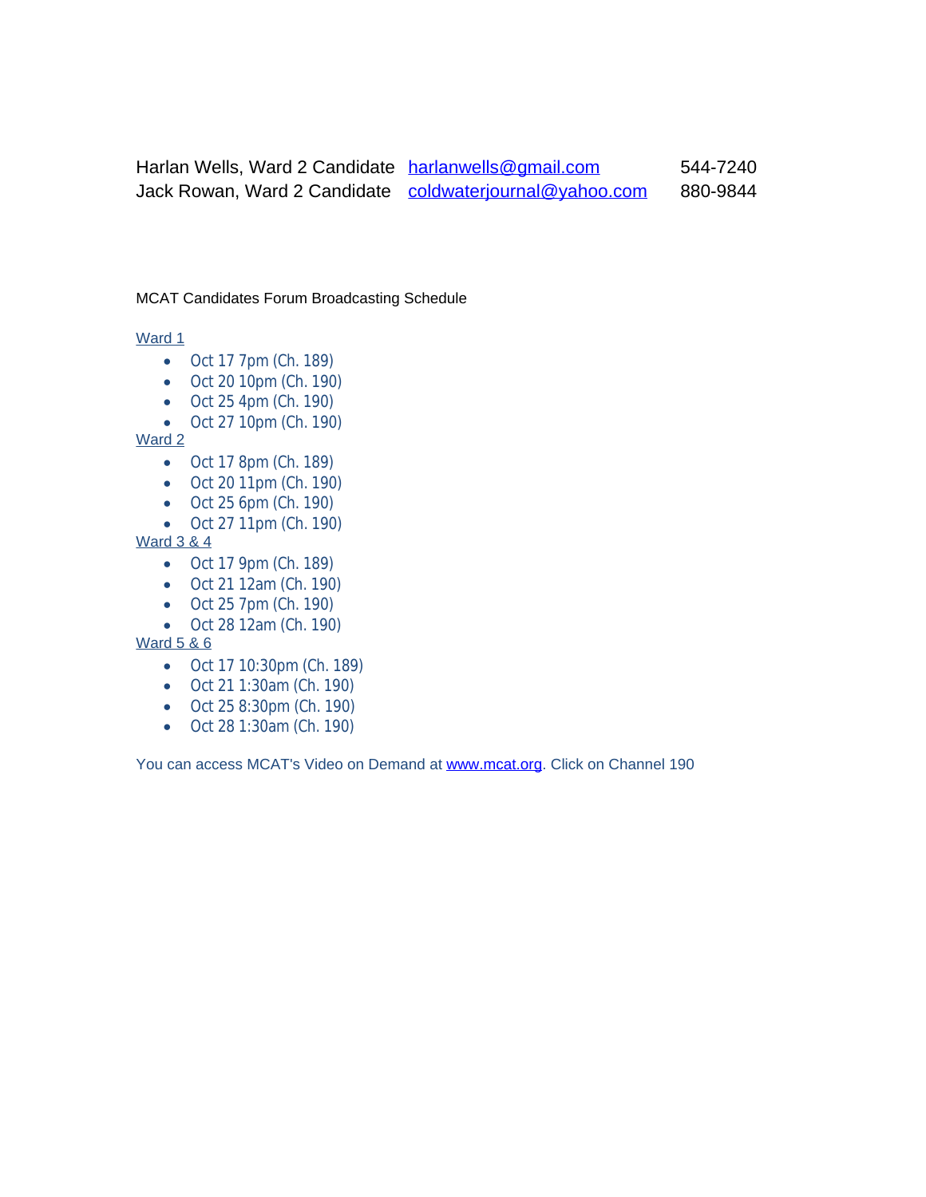| | | |
|---|---|---|
| Harlan Wells, Ward 2 Candidate | harlanwells@gmail.com | 544-7240 |
| Jack Rowan, Ward 2 Candidate | coldwaterjournal@yahoo.com | 880-9844 |

MCAT Candidates Forum Broadcasting Schedule

Ward 1

- Oct 17 7pm (Ch. 189)
- Oct 20 10pm (Ch. 190)
- Oct 25 4pm (Ch. 190)
- Oct 27 10pm (Ch. 190)

Ward 2

- Oct 17 8pm (Ch. 189)
- Oct 20 11pm (Ch. 190)
- Oct 25 6pm (Ch. 190)
- Oct 27 11pm (Ch. 190)

Ward 3 & 4

- Oct 17 9pm (Ch. 189)
- Oct 21 12am (Ch. 190)
- Oct 25 7pm (Ch. 190)
- Oct 28 12am (Ch. 190)

Ward 5 & 6

- Oct 17 10:30pm (Ch. 189)
- Oct 21 1:30am (Ch. 190)
- Oct 25 8:30pm (Ch. 190)
- Oct 28 1:30am (Ch. 190)

You can access MCAT's Video on Demand at www.mcat.org. Click on Channel 190